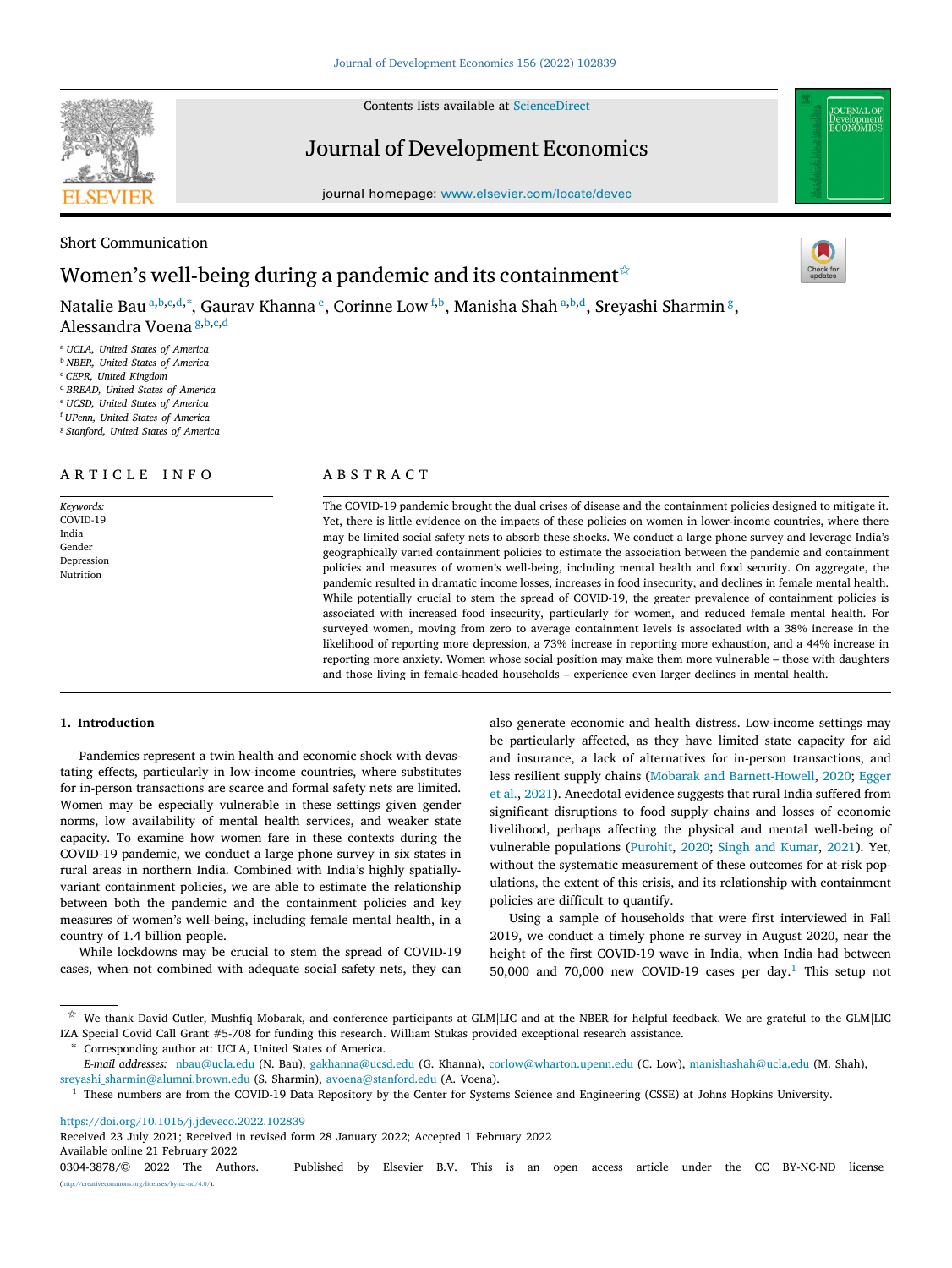Short Communication

# Women's well-being during a pandemic and its containment[☆]

Natalie Bau [a,b,c,d,*], Gaurav Khanna [e], Corinne Low [f,b], Manisha Shah [a,b,d], Sreyashi Sharmin [g], Alessandra Voena [g,b,c,d]

[a] UCLA, United States of America
[b] NBER, United States of America
[c] CEPR, United Kingdom
[d] BREAD, United States of America
[e] UCSD, United States of America
[f] UPenn, United States of America
[g] Stanford, United States of America

## ARTICLE INFO

*Keywords:*
COVID-19
India
Gender
Depression
Nutrition

## ABSTRACT

The COVID-19 pandemic brought the dual crises of disease and the containment policies designed to mitigate it. Yet, there is little evidence on the impacts of these policies on women in lower-income countries, where there may be limited social safety nets to absorb these shocks. We conduct a large phone survey and leverage India's geographically varied containment policies to estimate the association between the pandemic and containment policies and measures of women's well-being, including mental health and food security. On aggregate, the pandemic resulted in dramatic income losses, increases in food insecurity, and declines in female mental health. While potentially crucial to stem the spread of COVID-19, the greater prevalence of containment policies is associated with increased food insecurity, particularly for women, and reduced female mental health. For surveyed women, moving from zero to average containment levels is associated with a 38% increase in the likelihood of reporting more depression, a 73% increase in reporting more exhaustion, and a 44% increase in reporting more anxiety. Women whose social position may make them more vulnerable – those with daughters and those living in female-headed households – experience even larger declines in mental health.

## 1. Introduction

Pandemics represent a twin health and economic shock with devastating effects, particularly in low-income countries, where substitutes for in-person transactions are scarce and formal safety nets are limited. Women may be especially vulnerable in these settings given gender norms, low availability of mental health services, and weaker state capacity. To examine how women fare in these contexts during the COVID-19 pandemic, we conduct a large phone survey in six states in rural areas in northern India. Combined with India's highly spatially-variant containment policies, we are able to estimate the relationship between both the pandemic and the containment policies and key measures of women's well-being, including female mental health, in a country of 1.4 billion people.

While lockdowns may be crucial to stem the spread of COVID-19 cases, when not combined with adequate social safety nets, they can also generate economic and health distress. Low-income settings may be particularly affected, as they have limited state capacity for aid and insurance, a lack of alternatives for in-person transactions, and less resilient supply chains (Mobarak and Barnett-Howell, 2020; Egger et al., 2021). Anecdotal evidence suggests that rural India suffered from significant disruptions to food supply chains and losses of economic livelihood, perhaps affecting the physical and mental well-being of vulnerable populations (Purohit, 2020; Singh and Kumar, 2021). Yet, without the systematic measurement of these outcomes for at-risk populations, the extent of this crisis, and its relationship with containment policies are difficult to quantify.

Using a sample of households that were first interviewed in Fall 2019, we conduct a timely phone re-survey in August 2020, near the height of the first COVID-19 wave in India, when India had between 50,000 and 70,000 new COVID-19 cases per day.[1] This setup not

---

[☆] We thank David Cutler, Mushfiq Mobarak, and conference participants at GLM|LIC and at the NBER for helpful feedback. We are grateful to the GLM|LIC IZA Special Covid Call Grant #5-708 for funding this research. William Stukas provided exceptional research assistance.

[*] Corresponding author at: UCLA, United States of America.

*E-mail addresses:* nbau@ucla.edu (N. Bau), gakhanna@ucsd.edu (G. Khanna), corlow@wharton.upenn.edu (C. Low), manishashah@ucla.edu (M. Shah), sreyashi_sharmin@alumni.brown.edu (S. Sharmin), avoena@stanford.edu (A. Voena).

[1] These numbers are from the COVID-19 Data Repository by the Center for Systems Science and Engineering (CSSE) at Johns Hopkins University.

https://doi.org/10.1016/j.jdeveco.2022.102839
Received 23 July 2021; Received in revised form 28 January 2022; Accepted 1 February 2022
Available online 21 February 2022
0304-3878/© 2022 The Authors. Published by Elsevier B.V. This is an open access article under the CC BY-NC-ND license (http://creativecommons.org/licenses/by-nc-nd/4.0/).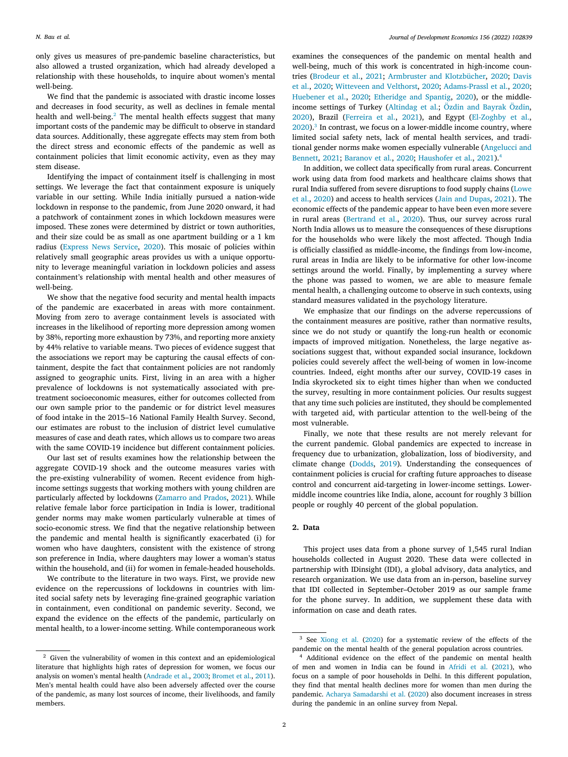only gives us measures of pre-pandemic baseline characteristics, but also allowed a trusted organization, which had already developed a relationship with these households, to inquire about women's mental well-being.

We find that the pandemic is associated with drastic income losses and decreases in food security, as well as declines in female mental health and well-being.[2] The mental health effects suggest that many important costs of the pandemic may be difficult to observe in standard data sources. Additionally, these aggregate effects may stem from both the direct stress and economic effects of the pandemic as well as containment policies that limit economic activity, even as they may stem disease.

Identifying the impact of containment itself is challenging in most settings. We leverage the fact that containment exposure is uniquely variable in our setting. While India initially pursued a nation-wide lockdown in response to the pandemic, from June 2020 onward, it had a patchwork of containment zones in which lockdown measures were imposed. These zones were determined by district or town authorities, and their size could be as small as one apartment building or a 1 km radius (Express News Service, 2020). This mosaic of policies within relatively small geographic areas provides us with a unique opportunity to leverage meaningful variation in lockdown policies and assess containment's relationship with mental health and other measures of well-being.

We show that the negative food security and mental health impacts of the pandemic are exacerbated in areas with more containment. Moving from zero to average containment levels is associated with increases in the likelihood of reporting more depression among women by 38%, reporting more exhaustion by 73%, and reporting more anxiety by 44% relative to variable means. Two pieces of evidence suggest that the associations we report may be capturing the causal effects of containment, despite the fact that containment policies are not randomly assigned to geographic units. First, living in an area with a higher prevalence of lockdowns is not systematically associated with pre-treatment socioeconomic measures, either for outcomes collected from our own sample prior to the pandemic or for district level measures of food intake in the 2015–16 National Family Health Survey. Second, our estimates are robust to the inclusion of district level cumulative measures of case and death rates, which allows us to compare two areas with the same COVID-19 incidence but different containment policies.

Our last set of results examines how the relationship between the aggregate COVID-19 shock and the outcome measures varies with the pre-existing vulnerability of women. Recent evidence from high-income settings suggests that working mothers with young children are particularly affected by lockdowns (Zamarro and Prados, 2021). While relative female labor force participation in India is lower, traditional gender norms may make women particularly vulnerable at times of socio-economic stress. We find that the negative relationship between the pandemic and mental health is significantly exacerbated (i) for women who have daughters, consistent with the existence of strong son preference in India, where daughters may lower a woman's status within the household, and (ii) for women in female-headed households.

We contribute to the literature in two ways. First, we provide new evidence on the repercussions of lockdowns in countries with limited social safety nets by leveraging fine-grained geographic variation in containment, even conditional on pandemic severity. Second, we expand the evidence on the effects of the pandemic, particularly on mental health, to a lower-income setting. While contemporaneous work examines the consequences of the pandemic on mental health and well-being, much of this work is concentrated in high-income countries (Brodeur et al., 2021; Armbruster and Klotzbücher, 2020; Davis et al., 2020; Witteveen and Velthorst, 2020; Adams-Prassl et al., 2020; Huebener et al., 2020; Etheridge and Spantig, 2020), or the middle-income settings of Turkey (Altindag et al.; Özdin and Bayrak Özdin, 2020), Brazil (Ferreira et al., 2021), and Egypt (El-Zoghby et al., 2020).[3] In contrast, we focus on a lower-middle income country, where limited social safety nets, lack of mental health services, and traditional gender norms make women especially vulnerable (Angelucci and Bennett, 2021; Baranov et al., 2020; Haushofer et al., 2021).[4]

In addition, we collect data specifically from rural areas. Concurrent work using data from food markets and healthcare claims shows that rural India suffered from severe disruptions to food supply chains (Lowe et al., 2020) and access to health services (Jain and Dupas, 2021). The economic effects of the pandemic appear to have been even more severe in rural areas (Bertrand et al., 2020). Thus, our survey across rural North India allows us to measure the consequences of these disruptions for the households who were likely the most affected. Though India is officially classified as middle-income, the findings from low-income, rural areas in India are likely to be informative for other low-income settings around the world. Finally, by implementing a survey where the phone was passed to women, we are able to measure female mental health, a challenging outcome to observe in such contexts, using standard measures validated in the psychology literature.

We emphasize that our findings on the adverse repercussions of the containment measures are positive, rather than normative results, since we do not study or quantify the long-run health or economic impacts of improved mitigation. Nonetheless, the large negative associations suggest that, without expanded social insurance, lockdown policies could severely affect the well-being of women in low-income countries. Indeed, eight months after our survey, COVID-19 cases in India skyrocketed six to eight times higher than when we conducted the survey, resulting in more containment policies. Our results suggest that any time such policies are instituted, they should be complemented with targeted aid, with particular attention to the well-being of the most vulnerable.

Finally, we note that these results are not merely relevant for the current pandemic. Global pandemics are expected to increase in frequency due to urbanization, globalization, loss of biodiversity, and climate change (Dodds, 2019). Understanding the consequences of containment policies is crucial for crafting future approaches to disease control and concurrent aid-targeting in lower-income settings. Lower-middle income countries like India, alone, account for roughly 3 billion people or roughly 40 percent of the global population.

## 2. Data

This project uses data from a phone survey of 1,545 rural Indian households collected in August 2020. These data were collected in partnership with IDinsight (IDI), a global advisory, data analytics, and research organization. We use data from an in-person, baseline survey that IDI collected in September–October 2019 as our sample frame for the phone survey. In addition, we supplement these data with information on case and death rates.

---

[2] Given the vulnerability of women in this context and an epidemiological literature that highlights high rates of depression for women, we focus our analysis on women's mental health (Andrade et al., 2003; Bromet et al., 2011). Men's mental health could have also been adversely affected over the course of the pandemic, as many lost sources of income, their livelihoods, and family members.

[3] See Xiong et al. (2020) for a systematic review of the effects of the pandemic on the mental health of the general population across countries.

[4] Additional evidence on the effect of the pandemic on mental health of men and women in India can be found in Afridi et al. (2021), who focus on a sample of poor households in Delhi. In this different population, they find that mental health declines more for women than men during the pandemic. Acharya Samadarshi et al. (2020) also document increases in stress during the pandemic in an online survey from Nepal.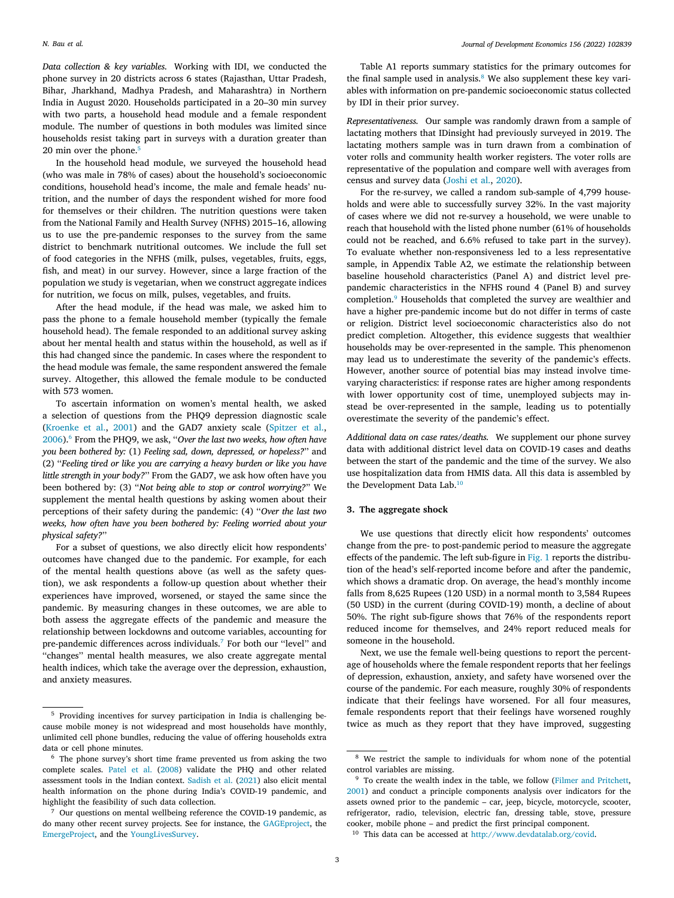*Data collection & key variables.* Working with IDI, we conducted the phone survey in 20 districts across 6 states (Rajasthan, Uttar Pradesh, Bihar, Jharkhand, Madhya Pradesh, and Maharashtra) in Northern India in August 2020. Households participated in a 20–30 min survey with two parts, a household head module and a female respondent module. The number of questions in both modules was limited since households resist taking part in surveys with a duration greater than 20 min over the phone.[5]

In the household head module, we surveyed the household head (who was male in 78% of cases) about the household's socioeconomic conditions, household head's income, the male and female heads' nutrition, and the number of days the respondent wished for more food for themselves or their children. The nutrition questions were taken from the National Family and Health Survey (NFHS) 2015–16, allowing us to use the pre-pandemic responses to the survey from the same district to benchmark nutritional outcomes. We include the full set of food categories in the NFHS (milk, pulses, vegetables, fruits, eggs, fish, and meat) in our survey. However, since a large fraction of the population we study is vegetarian, when we construct aggregate indices for nutrition, we focus on milk, pulses, vegetables, and fruits.

After the head module, if the head was male, we asked him to pass the phone to a female household member (typically the female household head). The female responded to an additional survey asking about her mental health and status within the household, as well as if this had changed since the pandemic. In cases where the respondent to the head module was female, the same respondent answered the female survey. Altogether, this allowed the female module to be conducted with 573 women.

To ascertain information on women's mental health, we asked a selection of questions from the PHQ9 depression diagnostic scale (Kroenke et al., 2001) and the GAD7 anxiety scale (Spitzer et al., 2006).[6] From the PHQ9, we ask, "*Over the last two weeks, how often have you been bothered by:* (1) *Feeling sad, down, depressed, or hopeless?*" and (2) "*Feeling tired or like you are carrying a heavy burden or like you have little strength in your body?*" From the GAD7, we ask how often have you been bothered by: (3) "*Not being able to stop or control worrying?*" We supplement the mental health questions by asking women about their perceptions of their safety during the pandemic: (4) "*Over the last two weeks, how often have you been bothered by: Feeling worried about your physical safety?*"

For a subset of questions, we also directly elicit how respondents' outcomes have changed due to the pandemic. For example, for each of the mental health questions above (as well as the safety question), we ask respondents a follow-up question about whether their experiences have improved, worsened, or stayed the same since the pandemic. By measuring changes in these outcomes, we are able to both assess the aggregate effects of the pandemic and measure the relationship between lockdowns and outcome variables, accounting for pre-pandemic differences across individuals.[7] For both our "level" and "changes" mental health measures, we also create aggregate mental health indices, which take the average over the depression, exhaustion, and anxiety measures.

Table A1 reports summary statistics for the primary outcomes for the final sample used in analysis.[8] We also supplement these key variables with information on pre-pandemic socioeconomic status collected by IDI in their prior survey.

*Representativeness.* Our sample was randomly drawn from a sample of lactating mothers that IDinsight had previously surveyed in 2019. The lactating mothers sample was in turn drawn from a combination of voter rolls and community health worker registers. The voter rolls are representative of the population and compare well with averages from census and survey data (Joshi et al., 2020).

For the re-survey, we called a random sub-sample of 4,799 households and were able to successfully survey 32%. In the vast majority of cases where we did not re-survey a household, we were unable to reach that household with the listed phone number (61% of households could not be reached, and 6.6% refused to take part in the survey). To evaluate whether non-responsiveness led to a less representative sample, in Appendix Table A2, we estimate the relationship between baseline household characteristics (Panel A) and district level pre-pandemic characteristics in the NFHS round 4 (Panel B) and survey completion.[9] Households that completed the survey are wealthier and have a higher pre-pandemic income but do not differ in terms of caste or religion. District level socioeconomic characteristics also do not predict completion. Altogether, this evidence suggests that wealthier households may be over-represented in the sample. This phenomenon may lead us to underestimate the severity of the pandemic's effects. However, another source of potential bias may instead involve time-varying characteristics: if response rates are higher among respondents with lower opportunity cost of time, unemployed subjects may instead be over-represented in the sample, leading us to potentially overestimate the severity of the pandemic's effect.

*Additional data on case rates/deaths.* We supplement our phone survey data with additional district level data on COVID-19 cases and deaths between the start of the pandemic and the time of the survey. We also use hospitalization data from HMIS data. All this data is assembled by the Development Data Lab.[10]

## 3. The aggregate shock

We use questions that directly elicit how respondents' outcomes change from the pre- to post-pandemic period to measure the aggregate effects of the pandemic. The left sub-figure in Fig. 1 reports the distribution of the head's self-reported income before and after the pandemic, which shows a dramatic drop. On average, the head's monthly income falls from 8,625 Rupees (120 USD) in a normal month to 3,584 Rupees (50 USD) in the current (during COVID-19) month, a decline of about 50%. The right sub-figure shows that 76% of the respondents report reduced income for themselves, and 24% report reduced meals for someone in the household.

Next, we use the female well-being questions to report the percentage of households where the female respondent reports that her feelings of depression, exhaustion, anxiety, and safety have worsened over the course of the pandemic. For each measure, roughly 30% of respondents indicate that their feelings have worsened. For all four measures, female respondents report that their feelings have worsened roughly twice as much as they report that they have improved, suggesting

---

[5] Providing incentives for survey participation in India is challenging because mobile money is not widespread and most households have monthly, unlimited cell phone bundles, reducing the value of offering households extra data or cell phone minutes.

[6] The phone survey's short time frame prevented us from asking the two complete scales. Patel et al. (2008) validate the PHQ and other related assessment tools in the Indian context. Sadish et al. (2021) also elicit mental health information on the phone during India's COVID-19 pandemic, and highlight the feasibility of such data collection.

[7] Our questions on mental wellbeing reference the COVID-19 pandemic, as do many other recent survey projects. See for instance, the GAGEproject, the EmergeProject, and the YoungLivesSurvey.

[8] We restrict the sample to individuals for whom none of the potential control variables are missing.

[9] To create the wealth index in the table, we follow (Filmer and Pritchett, 2001) and conduct a principle components analysis over indicators for the assets owned prior to the pandemic – car, jeep, bicycle, motorcycle, scooter, refrigerator, radio, television, electric fan, dressing table, stove, pressure cooker, mobile phone – and predict the first principal component.

[10] This data can be accessed at http://www.devdatalab.org/covid.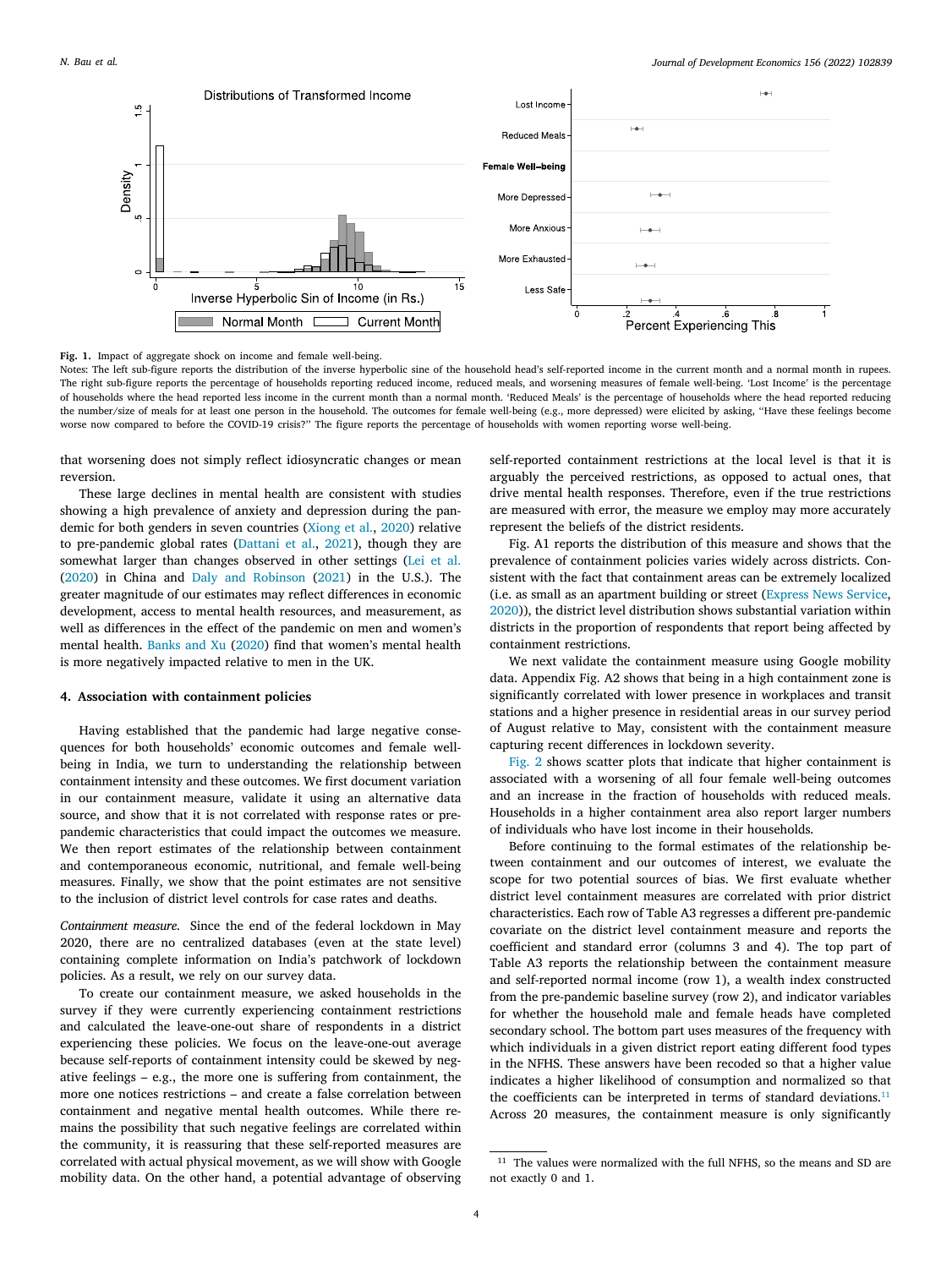Fig. 1. Impact of aggregate shock on income and female well-being.

Notes: The left sub-figure reports the distribution of the inverse hyperbolic sine of the household head's self-reported income in the current month and a normal month in rupees. The right sub-figure reports the percentage of households reporting reduced income, reduced meals, and worsening measures of female well-being. 'Lost Income' is the percentage of households where the head reported less income in the current month than a normal month. 'Reduced Meals' is the percentage of households where the head reported reducing the number/size of meals for at least one person in the household. The outcomes for female well-being (e.g., more depressed) were elicited by asking, "Have these feelings become worse now compared to before the COVID-19 crisis?" The figure reports the percentage of households with women reporting worse well-being.

that worsening does not simply reflect idiosyncratic changes or mean reversion.

These large declines in mental health are consistent with studies showing a high prevalence of anxiety and depression during the pandemic for both genders in seven countries (Xiong et al., 2020) relative to pre-pandemic global rates (Dattani et al., 2021), though they are somewhat larger than changes observed in other settings (Lei et al. (2020) in China and Daly and Robinson (2021) in the U.S.). The greater magnitude of our estimates may reflect differences in economic development, access to mental health resources, and measurement, as well as differences in the effect of the pandemic on men and women's mental health. Banks and Xu (2020) find that women's mental health is more negatively impacted relative to men in the UK.

## 4. Association with containment policies

Having established that the pandemic had large negative consequences for both households' economic outcomes and female well-being in India, we turn to understanding the relationship between containment intensity and these outcomes. We first document variation in our containment measure, validate it using an alternative data source, and show that it is not correlated with response rates or pre-pandemic characteristics that could impact the outcomes we measure. We then report estimates of the relationship between containment and contemporaneous economic, nutritional, and female well-being measures. Finally, we show that the point estimates are not sensitive to the inclusion of district level controls for case rates and deaths.

*Containment measure.* Since the end of the federal lockdown in May 2020, there are no centralized databases (even at the state level) containing complete information on India's patchwork of lockdown policies. As a result, we rely on our survey data.

To create our containment measure, we asked households in the survey if they were currently experiencing containment restrictions and calculated the leave-one-out share of respondents in a district experiencing these policies. We focus on the leave-one-out average because self-reports of containment intensity could be skewed by negative feelings – e.g., the more one is suffering from containment, the more one notices restrictions – and create a false correlation between containment and negative mental health outcomes. While there remains the possibility that such negative feelings are correlated within the community, it is reassuring that these self-reported measures are correlated with actual physical movement, as we will show with Google mobility data. On the other hand, a potential advantage of observing self-reported containment restrictions at the local level is that it is arguably the perceived restrictions, as opposed to actual ones, that drive mental health responses. Therefore, even if the true restrictions are measured with error, the measure we employ may more accurately represent the beliefs of the district residents.

Fig. A1 reports the distribution of this measure and shows that the prevalence of containment policies varies widely across districts. Consistent with the fact that containment areas can be extremely localized (i.e. as small as an apartment building or street (Express News Service, 2020)), the district level distribution shows substantial variation within districts in the proportion of respondents that report being affected by containment restrictions.

We next validate the containment measure using Google mobility data. Appendix Fig. A2 shows that being in a high containment zone is significantly correlated with lower presence in workplaces and transit stations and a higher presence in residential areas in our survey period of August relative to May, consistent with the containment measure capturing recent differences in lockdown severity.

Fig. 2 shows scatter plots that indicate that higher containment is associated with a worsening of all four female well-being outcomes and an increase in the fraction of households with reduced meals. Households in a higher containment area also report larger numbers of individuals who have lost income in their households.

Before continuing to the formal estimates of the relationship between containment and our outcomes of interest, we evaluate the scope for two potential sources of bias. We first evaluate whether district level containment measures are correlated with prior district characteristics. Each row of Table A3 regresses a different pre-pandemic covariate on the district level containment measure and reports the coefficient and standard error (columns 3 and 4). The top part of Table A3 reports the relationship between the containment measure and self-reported normal income (row 1), a wealth index constructed from the pre-pandemic baseline survey (row 2), and indicator variables for whether the household male and female heads have completed secondary school. The bottom part uses measures of the frequency with which individuals in a given district report eating different food types in the NFHS. These answers have been recoded so that a higher value indicates a higher likelihood of consumption and normalized so that the coefficients can be interpreted in terms of standard deviations.[11] Across 20 measures, the containment measure is only significantly

[11] The values were normalized with the full NFHS, so the means and SD are not exactly 0 and 1.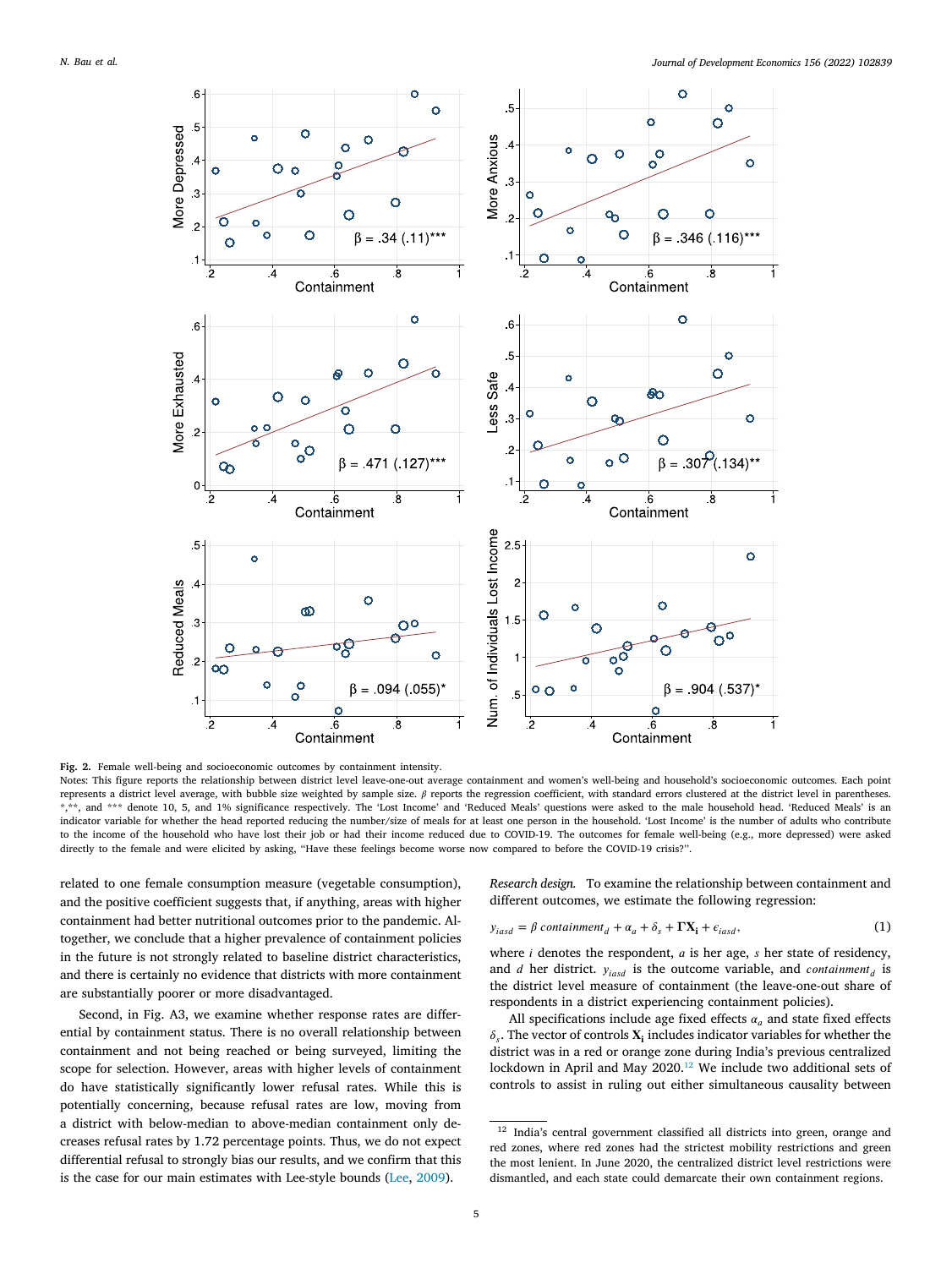**Fig. 2.** Female well-being and socioeconomic outcomes by containment intensity.

Notes: This figure reports the relationship between district level leave-one-out average containment and women's well-being and household's socioeconomic outcomes. Each point represents a district level average, with bubble size weighted by sample size. $\beta$ reports the regression coefficient, with standard errors clustered at the district level in parentheses. *,**, and *** denote 10, 5, and 1% significance respectively. The 'Lost Income' and 'Reduced Meals' questions were asked to the male household head. 'Reduced Meals' is an indicator variable for whether the head reported reducing the number/size of meals for at least one person in the household. 'Lost Income' is the number of adults who contribute to the income of the household who have lost their job or had their income reduced due to COVID-19. The outcomes for female well-being (e.g., more depressed) were asked directly to the female and were elicited by asking, "Have these feelings become worse now compared to before the COVID-19 crisis?".

related to one female consumption measure (vegetable consumption), and the positive coefficient suggests that, if anything, areas with higher containment had better nutritional outcomes prior to the pandemic. Altogether, we conclude that a higher prevalence of containment policies in the future is not strongly related to baseline district characteristics, and there is certainly no evidence that districts with more containment are substantially poorer or more disadvantaged.

Second, in Fig. A3, we examine whether response rates are differential by containment status. There is no overall relationship between containment and not being reached or being surveyed, limiting the scope for selection. However, areas with higher levels of containment do have statistically significantly lower refusal rates. While this is potentially concerning, because refusal rates are low, moving from a district with below-median to above-median containment only decreases refusal rates by 1.72 percentage points. Thus, we do not expect differential refusal to strongly bias our results, and we confirm that this is the case for our main estimates with Lee-style bounds (Lee, 2009).

*Research design.* To examine the relationship between containment and different outcomes, we estimate the following regression:

$$y_{iasd} = \beta \, containment_d + \alpha_a + \delta_s + \boldsymbol{\Gamma}\mathbf{X_i} + \epsilon_{iasd}, \tag{1}$$

where $i$ denotes the respondent, $a$ is her age, $s$ her state of residency, and $d$ her district. $y_{iasd}$ is the outcome variable, and $containment_d$ is the district level measure of containment (the leave-one-out share of respondents in a district experiencing containment policies).

All specifications include age fixed effects $\alpha_a$ and state fixed effects $\delta_s$. The vector of controls $\mathbf{X_i}$ includes indicator variables for whether the district was in a red or orange zone during India's previous centralized lockdown in April and May 2020.[12] We include two additional sets of controls to assist in ruling out either simultaneous causality between

[12] India's central government classified all districts into green, orange and red zones, where red zones had the strictest mobility restrictions and green the most lenient. In June 2020, the centralized district level restrictions were dismantled, and each state could demarcate their own containment regions.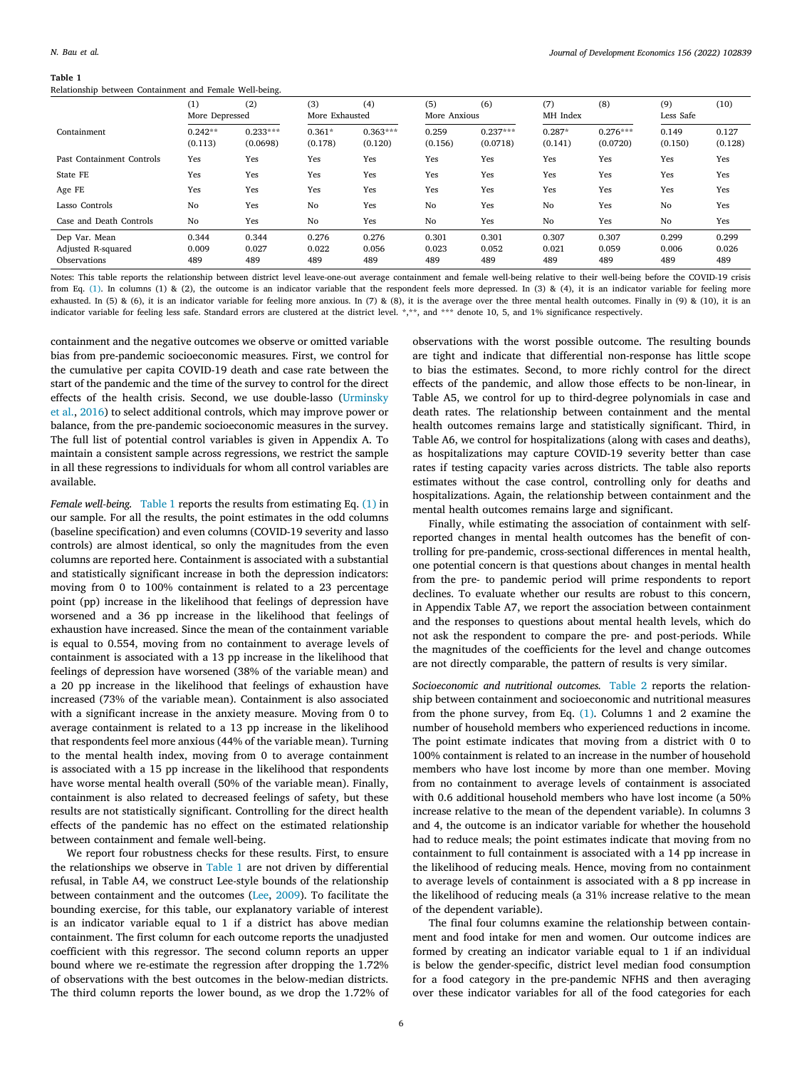**Table 1**
Relationship between Containment and Female Well-being.

| | (1) | (2) | (3) | (4) | (5) | (6) | (7) | (8) | (9) | (10) |
|---|---|---|---|---|---|---|---|---|---|---|
| | More Depressed | | More Exhausted | | More Anxious | | MH Index | | Less Safe | |
| Containment | 0.242** | 0.233*** | 0.361* | 0.363*** | 0.259 | 0.237*** | 0.287* | 0.276*** | 0.149 | 0.127 |
| | (0.113) | (0.0698) | (0.178) | (0.120) | (0.156) | (0.0718) | (0.141) | (0.0720) | (0.150) | (0.128) |
| Past Containment Controls | Yes | Yes | Yes | Yes | Yes | Yes | Yes | Yes | Yes | Yes |
| State FE | Yes | Yes | Yes | Yes | Yes | Yes | Yes | Yes | Yes | Yes |
| Age FE | Yes | Yes | Yes | Yes | Yes | Yes | Yes | Yes | Yes | Yes |
| Lasso Controls | No | Yes | No | Yes | No | Yes | No | Yes | No | Yes |
| Case and Death Controls | No | Yes | No | Yes | No | Yes | No | Yes | No | Yes |
| Dep Var. Mean | 0.344 | 0.344 | 0.276 | 0.276 | 0.301 | 0.301 | 0.307 | 0.307 | 0.299 | 0.299 |
| Adjusted R-squared | 0.009 | 0.027 | 0.022 | 0.056 | 0.023 | 0.052 | 0.021 | 0.059 | 0.006 | 0.026 |
| Observations | 489 | 489 | 489 | 489 | 489 | 489 | 489 | 489 | 489 | 489 |

Notes: This table reports the relationship between district level leave-one-out average containment and female well-being relative to their well-being before the COVID-19 crisis from Eq. (1). In columns (1) & (2), the outcome is an indicator variable that the respondent feels more depressed. In (3) & (4), it is an indicator variable for feeling more exhausted. In (5) & (6), it is an indicator variable for feeling more anxious. In (7) & (8), it is the average over the three mental health outcomes. Finally in (9) & (10), it is an indicator variable for feeling less safe. Standard errors are clustered at the district level. *,**, and *** denote 10, 5, and 1% significance respectively.

containment and the negative outcomes we observe or omitted variable bias from pre-pandemic socioeconomic measures. First, we control for the cumulative per capita COVID-19 death and case rate between the start of the pandemic and the time of the survey to control for the direct effects of the health crisis. Second, we use double-lasso (Urminsky et al., 2016) to select additional controls, which may improve power or balance, from the pre-pandemic socioeconomic measures in the survey. The full list of potential control variables is given in Appendix A. To maintain a consistent sample across regressions, we restrict the sample in all these regressions to individuals for whom all control variables are available.

*Female well-being.* Table 1 reports the results from estimating Eq. (1) in our sample. For all the results, the point estimates in the odd columns (baseline specification) and even columns (COVID-19 severity and lasso controls) are almost identical, so only the magnitudes from the even columns are reported here. Containment is associated with a substantial and statistically significant increase in both the depression indicators: moving from 0 to 100% containment is related to a 23 percentage point (pp) increase in the likelihood that feelings of depression have worsened and a 36 pp increase in the likelihood that feelings of exhaustion have increased. Since the mean of the containment variable is equal to 0.554, moving from no containment to average levels of containment is associated with a 13 pp increase in the likelihood that feelings of depression have worsened (38% of the variable mean) and a 20 pp increase in the likelihood that feelings of exhaustion have increased (73% of the variable mean). Containment is also associated with a significant increase in the anxiety measure. Moving from 0 to average containment is related to a 13 pp increase in the likelihood that respondents feel more anxious (44% of the variable mean). Turning to the mental health index, moving from 0 to average containment is associated with a 15 pp increase in the likelihood that respondents have worse mental health overall (50% of the variable mean). Finally, containment is also related to decreased feelings of safety, but these results are not statistically significant. Controlling for the direct health effects of the pandemic has no effect on the estimated relationship between containment and female well-being.

We report four robustness checks for these results. First, to ensure the relationships we observe in Table 1 are not driven by differential refusal, in Table A4, we construct Lee-style bounds of the relationship between containment and the outcomes (Lee, 2009). To facilitate the bounding exercise, for this table, our explanatory variable of interest is an indicator variable equal to 1 if a district has above median containment. The first column for each outcome reports the unadjusted coefficient with this regressor. The second column reports an upper bound where we re-estimate the regression after dropping the 1.72% of observations with the best outcomes in the below-median districts. The third column reports the lower bound, as we drop the 1.72% of observations with the worst possible outcome. The resulting bounds are tight and indicate that differential non-response has little scope to bias the estimates. Second, to more richly control for the direct effects of the pandemic, and allow those effects to be non-linear, in Table A5, we control for up to third-degree polynomials in case and death rates. The relationship between containment and the mental health outcomes remains large and statistically significant. Third, in Table A6, we control for hospitalizations (along with cases and deaths), as hospitalizations may capture COVID-19 severity better than case rates if testing capacity varies across districts. The table also reports estimates without the case control, controlling only for deaths and hospitalizations. Again, the relationship between containment and the mental health outcomes remains large and significant.

Finally, while estimating the association of containment with self-reported changes in mental health outcomes has the benefit of controlling for pre-pandemic, cross-sectional differences in mental health, one potential concern is that questions about changes in mental health from the pre- to pandemic period will prime respondents to report declines. To evaluate whether our results are robust to this concern, in Appendix Table A7, we report the association between containment and the responses to questions about mental health levels, which do not ask the respondent to compare the pre- and post-periods. While the magnitudes of the coefficients for the level and change outcomes are not directly comparable, the pattern of results is very similar.

*Socioeconomic and nutritional outcomes.* Table 2 reports the relationship between containment and socioeconomic and nutritional measures from the phone survey, from Eq. (1). Columns 1 and 2 examine the number of household members who experienced reductions in income. The point estimate indicates that moving from a district with 0 to 100% containment is related to an increase in the number of household members who have lost income by more than one member. Moving from no containment to average levels of containment is associated with 0.6 additional household members who have lost income (a 50% increase relative to the mean of the dependent variable). In columns 3 and 4, the outcome is an indicator variable for whether the household had to reduce meals; the point estimates indicate that moving from no containment to full containment is associated with a 14 pp increase in the likelihood of reducing meals. Hence, moving from no containment to average levels of containment is associated with a 8 pp increase in the likelihood of reducing meals (a 31% increase relative to the mean of the dependent variable).

The final four columns examine the relationship between containment and food intake for men and women. Our outcome indices are formed by creating an indicator variable equal to 1 if an individual is below the gender-specific, district level median food consumption for a food category in the pre-pandemic NFHS and then averaging over these indicator variables for all of the food categories for each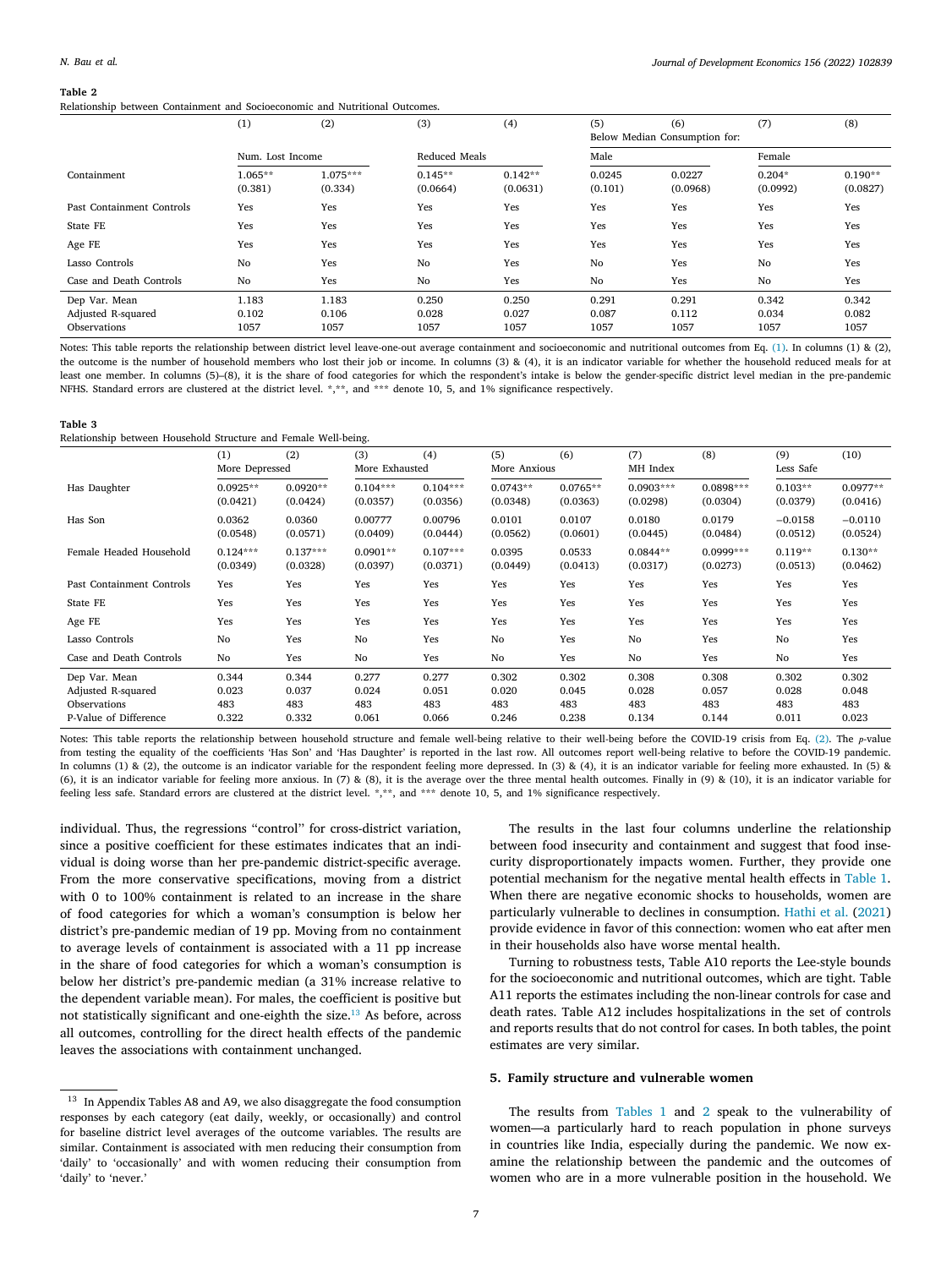**Table 2**

Relationship between Containment and Socioeconomic and Nutritional Outcomes.

| | (1) | (2) | (3) | (4) | (5) | (6) | (7) | (8) |
|---|---|---|---|---|---|---|---|---|
| | | | | | Below Median Consumption for: | | | |
| | Num. Lost Income | | Reduced Meals | | Male | | Female | |
| Containment | 1.065** | 1.075*** | 0.145** | 0.142** | 0.0245 | 0.0227 | 0.204* | 0.190** |
| | (0.381) | (0.334) | (0.0664) | (0.0631) | (0.101) | (0.0968) | (0.0992) | (0.0827) |
| Past Containment Controls | Yes | Yes | Yes | Yes | Yes | Yes | Yes | Yes |
| State FE | Yes | Yes | Yes | Yes | Yes | Yes | Yes | Yes |
| Age FE | Yes | Yes | Yes | Yes | Yes | Yes | Yes | Yes |
| Lasso Controls | No | Yes | No | Yes | No | Yes | No | Yes |
| Case and Death Controls | No | Yes | No | Yes | No | Yes | No | Yes |
| Dep Var. Mean | 1.183 | 1.183 | 0.250 | 0.250 | 0.291 | 0.291 | 0.342 | 0.342 |
| Adjusted R-squared | 0.102 | 0.106 | 0.028 | 0.027 | 0.087 | 0.112 | 0.034 | 0.082 |
| Observations | 1057 | 1057 | 1057 | 1057 | 1057 | 1057 | 1057 | 1057 |

Notes: This table reports the relationship between district level leave-one-out average containment and socioeconomic and nutritional outcomes from Eq. (1). In columns (1) & (2), the outcome is the number of household members who lost their job or income. In columns (3) & (4), it is an indicator variable for whether the household reduced meals for at least one member. In columns (5)–(8), it is the share of food categories for which the respondent's intake is below the gender-specific district level median in the pre-pandemic NFHS. Standard errors are clustered at the district level. *,**, and *** denote 10, 5, and 1% significance respectively.

**Table 3**

Relationship between Household Structure and Female Well-being.

| | (1) | (2) | (3) | (4) | (5) | (6) | (7) | (8) | (9) | (10) |
|---|---|---|---|---|---|---|---|---|---|---|
| | More Depressed | | More Exhausted | | More Anxious | | MH Index | | Less Safe | |
| Has Daughter | 0.0925** | 0.0920** | 0.104*** | 0.104*** | 0.0743** | 0.0765** | 0.0903*** | 0.0898*** | 0.103** | 0.0977** |
| | (0.0421) | (0.0424) | (0.0357) | (0.0356) | (0.0348) | (0.0363) | (0.0298) | (0.0304) | (0.0379) | (0.0416) |
| Has Son | 0.0362 | 0.0360 | 0.00777 | 0.00796 | 0.0101 | 0.0107 | 0.0180 | 0.0179 | −0.0158 | −0.0110 |
| | (0.0548) | (0.0571) | (0.0409) | (0.0444) | (0.0562) | (0.0601) | (0.0445) | (0.0484) | (0.0512) | (0.0524) |
| Female Headed Household | 0.124*** | 0.137*** | 0.0901** | 0.107*** | 0.0395 | 0.0533 | 0.0844** | 0.0999*** | 0.119** | 0.130** |
| | (0.0349) | (0.0328) | (0.0397) | (0.0371) | (0.0449) | (0.0413) | (0.0317) | (0.0273) | (0.0513) | (0.0462) |
| Past Containment Controls | Yes | Yes | Yes | Yes | Yes | Yes | Yes | Yes | Yes | Yes |
| State FE | Yes | Yes | Yes | Yes | Yes | Yes | Yes | Yes | Yes | Yes |
| Age FE | Yes | Yes | Yes | Yes | Yes | Yes | Yes | Yes | Yes | Yes |
| Lasso Controls | No | Yes | No | Yes | No | Yes | No | Yes | No | Yes |
| Case and Death Controls | No | Yes | No | Yes | No | Yes | No | Yes | No | Yes |
| Dep Var. Mean | 0.344 | 0.344 | 0.277 | 0.277 | 0.302 | 0.302 | 0.308 | 0.308 | 0.302 | 0.302 |
| Adjusted R-squared | 0.023 | 0.037 | 0.024 | 0.051 | 0.020 | 0.045 | 0.028 | 0.057 | 0.028 | 0.048 |
| Observations | 483 | 483 | 483 | 483 | 483 | 483 | 483 | 483 | 483 | 483 |
| P-Value of Difference | 0.322 | 0.332 | 0.061 | 0.066 | 0.246 | 0.238 | 0.134 | 0.144 | 0.011 | 0.023 |

Notes: This table reports the relationship between household structure and female well-being relative to their well-being before the COVID-19 crisis from Eq. (2). The *p*-value from testing the equality of the coefficients 'Has Son' and 'Has Daughter' is reported in the last row. All outcomes report well-being relative to before the COVID-19 pandemic. In columns (1) & (2), the outcome is an indicator variable for the respondent feeling more depressed. In (3) & (4), it is an indicator variable for feeling more exhausted. In (5) & (6), it is an indicator variable for feeling more anxious. In (7) & (8), it is the average over the three mental health outcomes. Finally in (9) & (10), it is an indicator variable for feeling less safe. Standard errors are clustered at the district level. *,**, and *** denote 10, 5, and 1% significance respectively.

individual. Thus, the regressions "control" for cross-district variation, since a positive coefficient for these estimates indicates that an individual is doing worse than her pre-pandemic district-specific average. From the more conservative specifications, moving from a district with 0 to 100% containment is related to an increase in the share of food categories for which a woman's consumption is below her district's pre-pandemic median of 19 pp. Moving from no containment to average levels of containment is associated with a 11 pp increase in the share of food categories for which a woman's consumption is below her district's pre-pandemic median (a 31% increase relative to the dependent variable mean). For males, the coefficient is positive but not statistically significant and one-eighth the size.[13] As before, across all outcomes, controlling for the direct health effects of the pandemic leaves the associations with containment unchanged.

The results in the last four columns underline the relationship between food insecurity and containment and suggest that food insecurity disproportionately impacts women. Further, they provide one potential mechanism for the negative mental health effects in Table 1. When there are negative economic shocks to households, women are particularly vulnerable to declines in consumption. Hathi et al. (2021) provide evidence in favor of this connection: women who eat after men in their households also have worse mental health.

Turning to robustness tests, Table A10 reports the Lee-style bounds for the socioeconomic and nutritional outcomes, which are tight. Table A11 reports the estimates including the non-linear controls for case and death rates. Table A12 includes hospitalizations in the set of controls and reports results that do not control for cases. In both tables, the point estimates are very similar.

## 5. Family structure and vulnerable women

The results from Tables 1 and 2 speak to the vulnerability of women—a particularly hard to reach population in phone surveys in countries like India, especially during the pandemic. We now examine the relationship between the pandemic and the outcomes of women who are in a more vulnerable position in the household. We

[13] In Appendix Tables A8 and A9, we also disaggregate the food consumption responses by each category (eat daily, weekly, or occasionally) and control for baseline district level averages of the outcome variables. The results are similar. Containment is associated with men reducing their consumption from 'daily' to 'occasionally' and with women reducing their consumption from 'daily' to 'never.'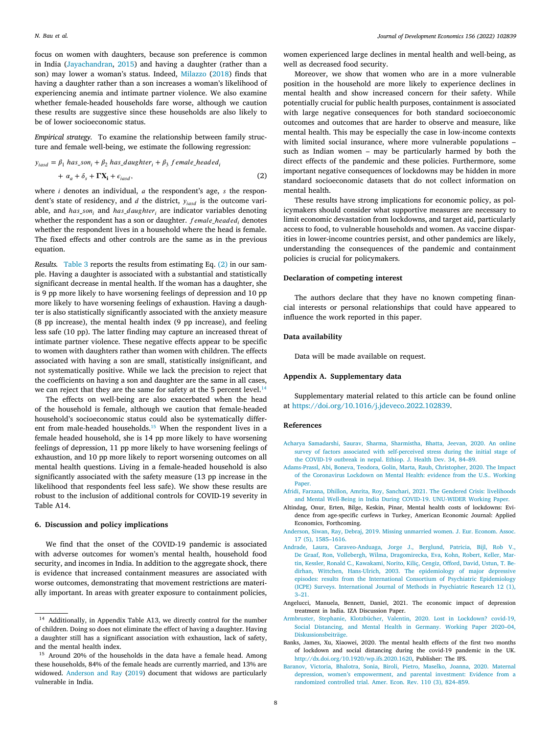focus on women with daughters, because son preference is common in India (Jayachandran, 2015) and having a daughter (rather than a son) may lower a woman's status. Indeed, Milazzo (2018) finds that having a daughter rather than a son increases a woman's likelihood of experiencing anemia and intimate partner violence. We also examine whether female-headed households fare worse, although we caution these results are suggestive since these households are also likely to be of lower socioeconomic status.

*Empirical strategy.* To examine the relationship between family structure and female well-being, we estimate the following regression:

$$y_{iasd} = \beta_1 \, has\_son_i + \beta_2 \, has\_daughter_i + \beta_3 \, female\_headed_i + \alpha_a + \delta_s + \mathbf{\Gamma X_i} + \epsilon_{iasd}, \tag{2}$$

where $i$ denotes an individual, $a$ the respondent's age, $s$ the respondent's state of residency, and $d$ the district, $y_{iasd}$ is the outcome variable, and $has\_son_i$ and $has\_daughter_i$ are indicator variables denoting whether the respondent has a son or daughter. $female\_headed_i$ denotes whether the respondent lives in a household where the head is female. The fixed effects and other controls are the same as in the previous equation.

*Results.* Table 3 reports the results from estimating Eq. (2) in our sample. Having a daughter is associated with a substantial and statistically significant decrease in mental health. If the woman has a daughter, she is 9 pp more likely to have worsening feelings of depression and 10 pp more likely to have worsening feelings of exhaustion. Having a daughter is also statistically significantly associated with the anxiety measure (8 pp increase), the mental health index (9 pp increase), and feeling less safe (10 pp). The latter finding may capture an increased threat of intimate partner violence. These negative effects appear to be specific to women with daughters rather than women with children. The effects associated with having a son are small, statistically insignificant, and not systematically positive. While we lack the precision to reject that the coefficients on having a son and daughter are the same in all cases, we can reject that they are the same for safety at the 5 percent level.[14]

The effects on well-being are also exacerbated when the head of the household is female, although we caution that female-headed household's socioeconomic status could also be systematically different from male-headed households.[15] When the respondent lives in a female headed household, she is 14 pp more likely to have worsening feelings of depression, 11 pp more likely to have worsening feelings of exhaustion, and 10 pp more likely to report worsening outcomes on all mental health questions. Living in a female-headed household is also significantly associated with the safety measure (13 pp increase in the likelihood that respondents feel less safe). We show these results are robust to the inclusion of additional controls for COVID-19 severity in Table A14.

## 6. Discussion and policy implications

We find that the onset of the COVID-19 pandemic is associated with adverse outcomes for women's mental health, household food security, and incomes in India. In addition to the aggregate shock, there is evidence that increased containment measures are associated with worse outcomes, demonstrating that movement restrictions are materially important. In areas with greater exposure to containment policies, women experienced large declines in mental health and well-being, as well as decreased food security.

Moreover, we show that women who are in a more vulnerable position in the household are more likely to experience declines in mental health and show increased concern for their safety. While potentially crucial for public health purposes, containment is associated with large negative consequences for both standard socioeconomic outcomes and outcomes that are harder to observe and measure, like mental health. This may be especially the case in low-income contexts with limited social insurance, where more vulnerable populations – such as Indian women – may be particularly harmed by both the direct effects of the pandemic and these policies. Furthermore, some important negative consequences of lockdowns may be hidden in more standard socioeconomic datasets that do not collect information on mental health.

These results have strong implications for economic policy, as policymakers should consider what supportive measures are necessary to limit economic devastation from lockdowns, and target aid, particularly access to food, to vulnerable households and women. As vaccine disparities in lower-income countries persist, and other pandemics are likely, understanding the consequences of the pandemic and containment policies is crucial for policymakers.

## Declaration of competing interest

The authors declare that they have no known competing financial interests or personal relationships that could have appeared to influence the work reported in this paper.

## Data availability

Data will be made available on request.

## Appendix A. Supplementary data

Supplementary material related to this article can be found online at https://doi.org/10.1016/j.jdeveco.2022.102839.

## References

Acharya Samadarshi, Saurav, Sharma, Sharmistha, Bhatta, Jeevan, 2020. An online survey of factors associated with self-perceived stress during the initial stage of the COVID-19 outbreak in nepal. Ethiop. J. Health Dev. 34, 84–89.

Adams-Prassl, Abi, Boneva, Teodora, Golin, Marta, Rauh, Christopher, 2020. The Impact of the Coronavirus Lockdown on Mental Health: evidence from the U.S.. Working Paper.

Afridi, Farzana, Dhillon, Amrita, Roy, Sanchari, 2021. The Gendered Crisis: livelihoods and Mental Well-Being in India During COVID-19. UNU-WIDER Working Paper.

Altindag, Onur, Erten, Bilge, Keskin, Pinar, Mental health costs of lockdowns: Evidence from age-specific curfews in Turkey, American Economic Journal: Applied Economics, Forthcoming.

Anderson, Siwan, Ray, Debraj, 2019. Missing unmarried women. J. Eur. Econom. Assoc. 17 (5), 1585–1616.

Andrade, Laura, Caraveo-Anduaga, Jorge J., Berglund, Patricia, Bijl, Rob V., De Graaf, Ron, Vollebergh, Wilma, Dragomirecka, Eva, Kohn, Robert, Keller, Martin, Kessler, Ronald C., Kawakami, Norito, Kiliç, Cengiz, Offord, David, Ustun, T. Bedirhan, Wittchen, Hans-Ulrich, 2003. The epidemiology of major depressive episodes: results from the International Consortium of Psychiatric Epidemiology (ICPE) Surveys. International Journal of Methods in Psychiatric Research 12 (1), 3–21.

Angelucci, Manuela, Bennett, Daniel, 2021. The economic impact of depression treatment in India. IZA Discussion Paper.

Armbruster, Stephanie, Klotzbücher, Valentin, 2020. Lost in Lockdown? covid-19, Social Distancing, and Mental Health in Germany. Working Paper 2020–04, Diskussionsbeiträge.

Banks, James, Xu, Xiaowei, 2020. The mental health effects of the first two months of lockdown and social distancing during the covid-19 pandemic in the UK. http://dx.doi.org/10.1920/wp.ifs.2020.1620, Publisher: The IFS.

Baranov, Victoria, Bhalotra, Sonia, Biroli, Pietro, Maselko, Joanna, 2020. Maternal depression, women's empowerment, and parental investment: Evidence from a randomized controlled trial. Amer. Econ. Rev. 110 (3), 824–859.

[14] Additionally, in Appendix Table A13, we directly control for the number of children. Doing so does not eliminate the effect of having a daughter. Having a daughter still has a significant association with exhaustion, lack of safety, and the mental health index.

[15] Around 20% of the households in the data have a female head. Among these households, 84% of the female heads are currently married, and 13% are widowed. Anderson and Ray (2019) document that widows are particularly vulnerable in India.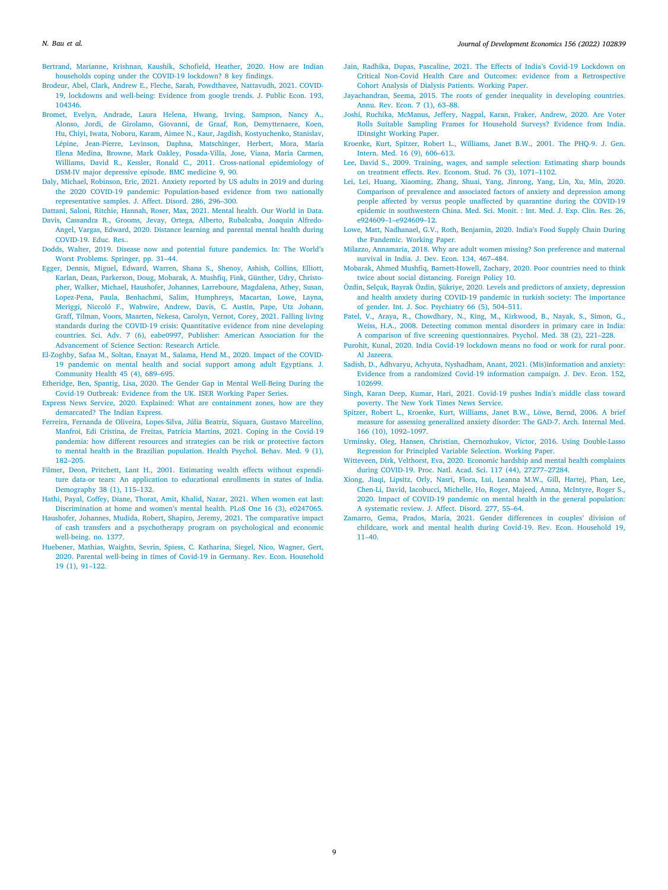Bertrand, Marianne, Krishnan, Kaushik, Schofield, Heather, 2020. How are Indian households coping under the COVID-19 lockdown? 8 key findings.

Brodeur, Abel, Clark, Andrew E., Fleche, Sarah, Powdthavee, Nattavudh, 2021. COVID-19, lockdowns and well-being: Evidence from google trends. J. Public Econ. 193, 104346.

Bromet, Evelyn, Andrade, Laura Helena, Hwang, Irving, Sampson, Nancy A., Alonso, Jordi, de Girolamo, Giovanni, de Graaf, Ron, Demyttenaere, Koen, Hu, Chiyi, Iwata, Noboru, Karam, Aimee N., Kaur, Jagdish, Kostyuchenko, Stanislav, Lépine, Jean-Pierre, Levinson, Daphna, Matschinger, Herbert, Mora, Maria Elena Medina, Browne, Mark Oakley, Posada-Villa, Jose, Viana, Maria Carmen, Williams, David R., Kessler, Ronald C., 2011. Cross-national epidemiology of DSM-IV major depressive episode. BMC medicine 9, 90.

Daly, Michael, Robinson, Eric, 2021. Anxiety reported by US adults in 2019 and during the 2020 COVID-19 pandemic: Population-based evidence from two nationally representative samples. J. Affect. Disord. 286, 296–300.

Dattani, Saloni, Ritchie, Hannah, Roser, Max, 2021. Mental health. Our World in Data.

Davis, Cassandra R., Grooms, Jevay, Ortega, Alberto, Rubalcaba, Joaquin Alfredo-Angel, Vargas, Edward, 2020. Distance learning and parental mental health during COVID-19. Educ. Res..

Dodds, Walter, 2019. Disease now and potential future pandemics. In: The World's Worst Problems. Springer, pp. 31–44.

Egger, Dennis, Miguel, Edward, Warren, Shana S., Shenoy, Ashish, Collins, Elliott, Karlan, Dean, Parkerson, Doug, Mobarak, A. Mushfiq, Fink, Günther, Udry, Christopher, Walker, Michael, Haushofer, Johannes, Larreboure, Magdalena, Athey, Susan, Lopez-Pena, Paula, Benhachmi, Salim, Humphreys, Macartan, Lowe, Layna, Meriggi, Niccoló F., Wabwire, Andrew, Davis, C. Austin, Pape, Utz Johann, Graff, Tilman, Voors, Maarten, Nekesa, Carolyn, Vernot, Corey, 2021. Falling living standards during the COVID-19 crisis: Quantitative evidence from nine developing countries. Sci. Adv. 7 (6), eabe0997, Publisher: American Association for the Advancement of Science Section: Research Article.

El-Zoghby, Safaa M., Soltan, Enayat M., Salama, Hend M., 2020. Impact of the COVID-19 pandemic on mental health and social support among adult Egyptians. J. Community Health 45 (4), 689–695.

Etheridge, Ben, Spantig, Lisa, 2020. The Gender Gap in Mental Well-Being During the Covid-19 Outbreak: Evidence from the UK. ISER Working Paper Series.

Express News Service, 2020. Explained: What are containment zones, how are they demarcated? The Indian Express.

Ferreira, Fernanda de Oliveira, Lopes-Silva, Júlia Beatriz, Siquara, Gustavo Marcelino, Manfroi, Edi Cristina, de Freitas, Patrícia Martins, 2021. Coping in the Covid-19 pandemia: how different resources and strategies can be risk or protective factors to mental health in the Brazilian population. Health Psychol. Behav. Med. 9 (1), 182–205.

Filmer, Deon, Pritchett, Lant H., 2001. Estimating wealth effects without expenditure data-or tears: An application to educational enrollments in states of India. Demography 38 (1), 115–132.

Hathi, Payal, Coffey, Diane, Thorat, Amit, Khalid, Nazar, 2021. When women eat last: Discrimination at home and women's mental health. PLoS One 16 (3), e0247065.

Haushofer, Johannes, Mudida, Robert, Shapiro, Jeremy, 2021. The comparative impact of cash transfers and a psychotherapy program on psychological and economic well-being. no. 1377.

Huebener, Mathias, Waights, Sevrin, Spiess, C. Katharina, Siegel, Nico, Wagner, Gert, 2020. Parental well-being in times of Covid-19 in Germany. Rev. Econ. Household 19 (1), 91–122.

Jain, Radhika, Dupas, Pascaline, 2021. The Effects of India's Covid-19 Lockdown on Critical Non-Covid Health Care and Outcomes: evidence from a Retrospective Cohort Analysis of Dialysis Patients. Working Paper.

Jayachandran, Seema, 2015. The roots of gender inequality in developing countries. Annu. Rev. Econ. 7 (1), 63–88.

Joshi, Ruchika, McManus, Jeffery, Nagpal, Karan, Fraker, Andrew, 2020. Are Voter Rolls Suitable Sampling Frames for Household Surveys? Evidence from India. IDinsight Working Paper.

Kroenke, Kurt, Spitzer, Robert L., Williams, Janet B.W., 2001. The PHQ-9. J. Gen. Intern. Med. 16 (9), 606–613.

Lee, David S., 2009. Training, wages, and sample selection: Estimating sharp bounds on treatment effects. Rev. Econom. Stud. 76 (3), 1071–1102.

Lei, Lei, Huang, Xiaoming, Zhang, Shuai, Yang, Jinrong, Yang, Lin, Xu, Min, 2020. Comparison of prevalence and associated factors of anxiety and depression among people affected by versus people unaffected by quarantine during the COVID-19 epidemic in southwestern China. Med. Sci. Monit. : Int. Med. J. Exp. Clin. Res. 26, e924609–1–e924609–12.

Lowe, Matt, Nadhanael, G.V., Roth, Benjamin, 2020. India's Food Supply Chain During the Pandemic. Working Paper.

Milazzo, Annamaria, 2018. Why are adult women missing? Son preference and maternal survival in India. J. Dev. Econ. 134, 467–484.

Mobarak, Ahmed Mushfiq, Barnett-Howell, Zachary, 2020. Poor countries need to think twice about social distancing. Foreign Policy 10.

Özdin, Selçuk, Bayrak Özdin, Şükriye, 2020. Levels and predictors of anxiety, depression and health anxiety during COVID-19 pandemic in turkish society: The importance of gender. Int. J. Soc. Psychiatry 66 (5), 504–511.

Patel, V., Araya, R., Chowdhary, N., King, M., Kirkwood, B., Nayak, S., Simon, G., Weiss, H.A., 2008. Detecting common mental disorders in primary care in India: A comparison of five screening questionnaires. Psychol. Med. 38 (2), 221–228.

Purohit, Kunal, 2020. India Covid-19 lockdown means no food or work for rural poor. Al Jazeera.

Sadish, D., Adhvaryu, Achyuta, Nyshadham, Anant, 2021. (Mis)information and anxiety: Evidence from a randomized Covid-19 information campaign. J. Dev. Econ. 152, 102699.

Singh, Karan Deep, Kumar, Hari, 2021. Covid-19 pushes India's middle class toward poverty. The New York Times News Service.

Spitzer, Robert L., Kroenke, Kurt, Williams, Janet B.W., Löwe, Bernd, 2006. A brief measure for assessing generalized anxiety disorder: The GAD-7. Arch. Internal Med. 166 (10), 1092–1097.

Urminsky, Oleg, Hansen, Christian, Chernozhukov, Victor, 2016. Using Double-Lasso Regression for Principled Variable Selection. Working Paper.

Witteveen, Dirk, Velthorst, Eva, 2020. Economic hardship and mental health complaints during COVID-19. Proc. Natl. Acad. Sci. 117 (44), 27277–27284.

Xiong, Jiaqi, Lipsitz, Orly, Nasri, Flora, Lui, Leanna M.W., Gill, Hartej, Phan, Lee, Chen-Li, David, Iacobucci, Michelle, Ho, Roger, Majeed, Amna, McIntyre, Roger S., 2020. Impact of COVID-19 pandemic on mental health in the general population: A systematic review. J. Affect. Disord. 277, 55–64.

Zamarro, Gema, Prados, Maria, 2021. Gender differences in couples' division of childcare, work and mental health during Covid-19. Rev. Econ. Household 19, 11–40.